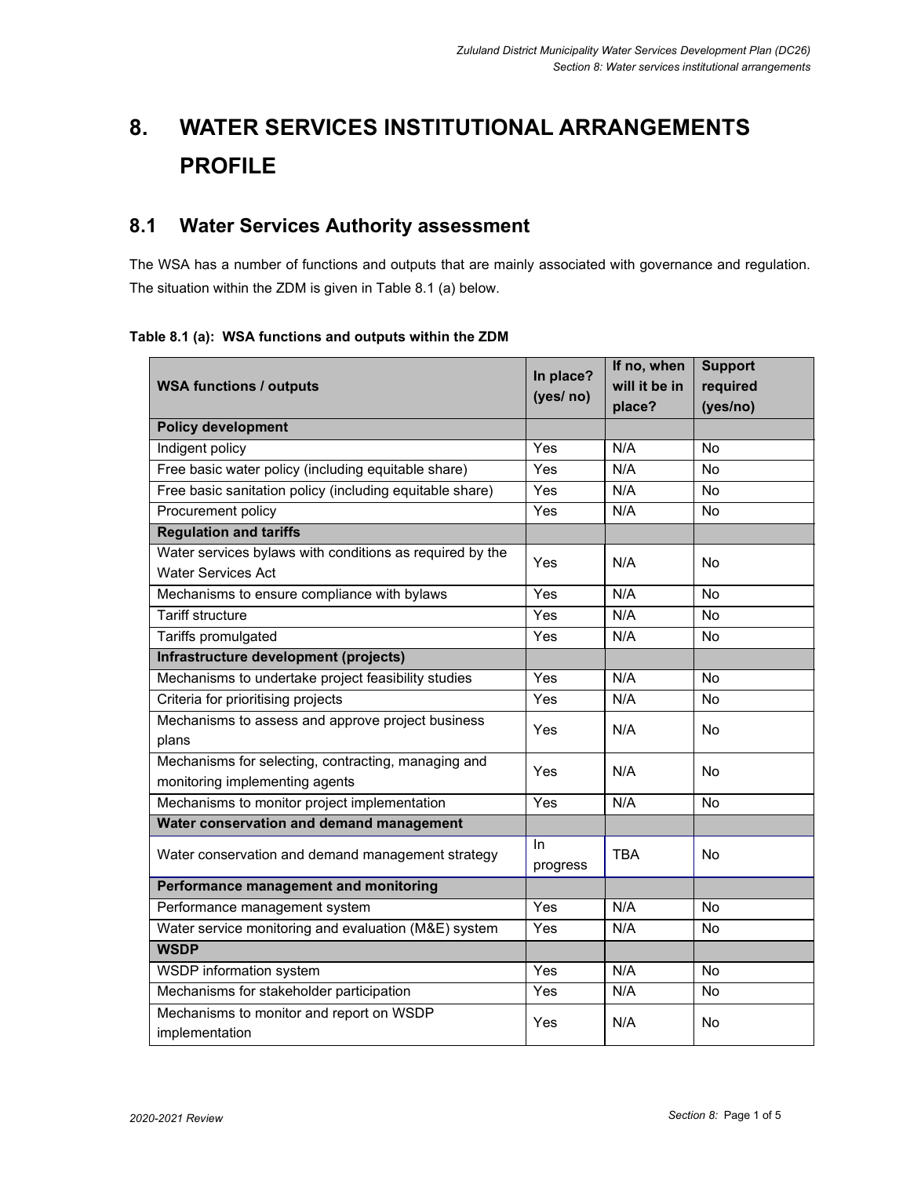# 8. WATER SERVICES INSTITUTIONAL ARRANGEMENTS PROFILE

## 8.1 Water Services Authority assessment

The WSA has a number of functions and outputs that are mainly associated with governance and regulation. The situation within the ZDM is given in Table 8.1 (a) below.

**Table 8.1 (a): WSA functions and outputs within the ZDM**

| WSA functions / outputs | In place? (yes/ no) | If no, when will it be in place? | Support required (yes/no) |
|---|---|---|---|
| **Policy development** | | | |
| Indigent policy | Yes | N/A | No |
| Free basic water policy (including equitable share) | Yes | N/A | No |
| Free basic sanitation policy (including equitable share) | Yes | N/A | No |
| Procurement policy | Yes | N/A | No |
| **Regulation and tariffs** | | | |
| Water services bylaws with conditions as required by the Water Services Act | Yes | N/A | No |
| Mechanisms to ensure compliance with bylaws | Yes | N/A | No |
| Tariff structure | Yes | N/A | No |
| Tariffs promulgated | Yes | N/A | No |
| **Infrastructure development (projects)** | | | |
| Mechanisms to undertake project feasibility studies | Yes | N/A | No |
| Criteria for prioritising projects | Yes | N/A | No |
| Mechanisms to assess and approve project business plans | Yes | N/A | No |
| Mechanisms for selecting, contracting, managing and monitoring implementing agents | Yes | N/A | No |
| Mechanisms to monitor project implementation | Yes | N/A | No |
| **Water conservation and demand management** | | | |
| Water conservation and demand management strategy | In progress | TBA | No |
| **Performance management and monitoring** | | | |
| Performance management system | Yes | N/A | No |
| Water service monitoring and evaluation (M&E) system | Yes | N/A | No |
| **WSDP** | | | |
| WSDP information system | Yes | N/A | No |
| Mechanisms for stakeholder participation | Yes | N/A | No |
| Mechanisms to monitor and report on WSDP implementation | Yes | N/A | No |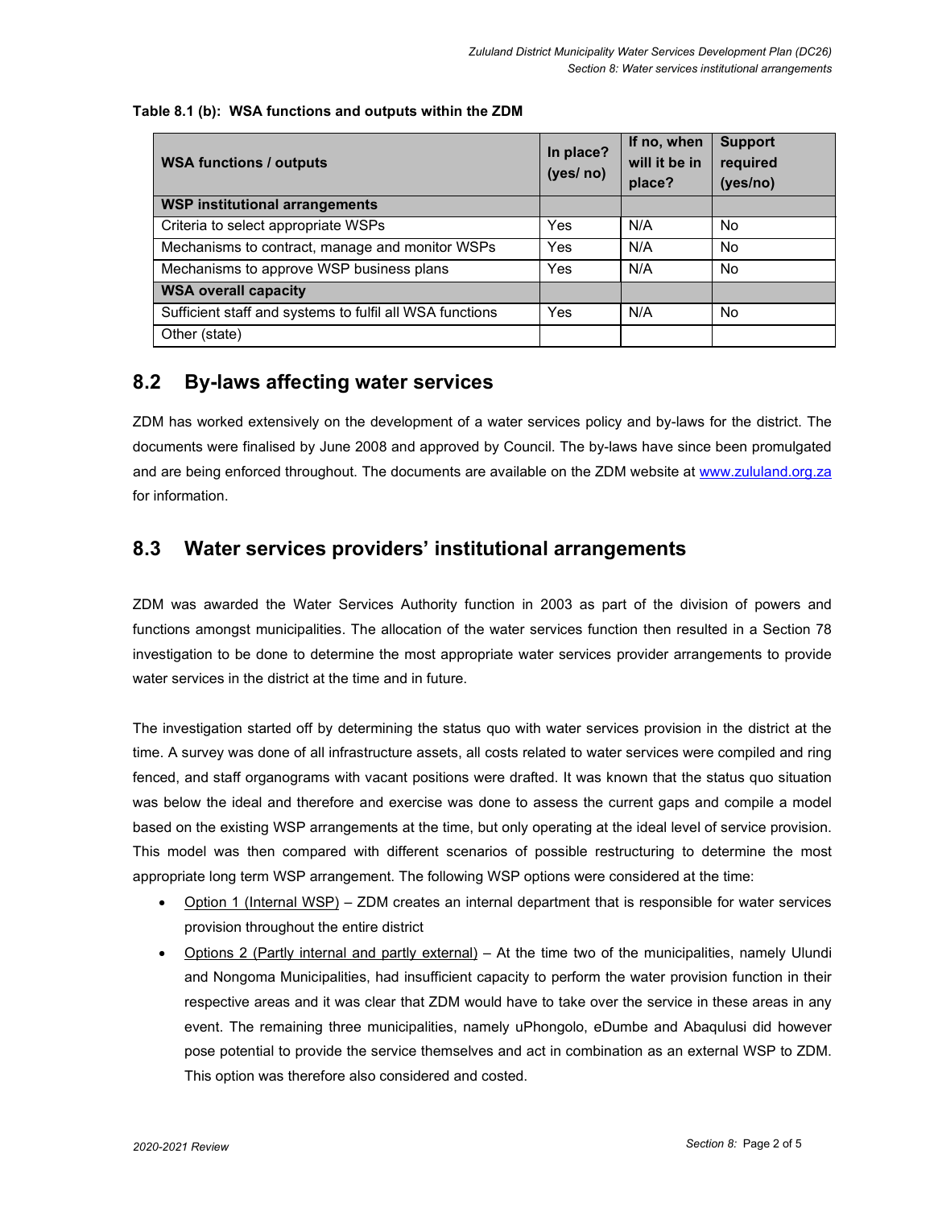**Table 8.1 (b): WSA functions and outputs within the ZDM**

| WSA functions / outputs | In place? (yes/ no) | If no, when will it be in place? | Support required (yes/no) |
|---|---|---|---|
| **WSP institutional arrangements** | | | |
| Criteria to select appropriate WSPs | Yes | N/A | No |
| Mechanisms to contract, manage and monitor WSPs | Yes | N/A | No |
| Mechanisms to approve WSP business plans | Yes | N/A | No |
| **WSA overall capacity** | | | |
| Sufficient staff and systems to fulfil all WSA functions | Yes | N/A | No |
| Other (state) | | | |

## 8.2 By-laws affecting water services

ZDM has worked extensively on the development of a water services policy and by-laws for the district. The documents were finalised by June 2008 and approved by Council. The by-laws have since been promulgated and are being enforced throughout. The documents are available on the ZDM website at www.zululand.org.za for information.

## 8.3 Water services providers' institutional arrangements

ZDM was awarded the Water Services Authority function in 2003 as part of the division of powers and functions amongst municipalities. The allocation of the water services function then resulted in a Section 78 investigation to be done to determine the most appropriate water services provider arrangements to provide water services in the district at the time and in future.

The investigation started off by determining the status quo with water services provision in the district at the time. A survey was done of all infrastructure assets, all costs related to water services were compiled and ring fenced, and staff organograms with vacant positions were drafted. It was known that the status quo situation was below the ideal and therefore and exercise was done to assess the current gaps and compile a model based on the existing WSP arrangements at the time, but only operating at the ideal level of service provision. This model was then compared with different scenarios of possible restructuring to determine the most appropriate long term WSP arrangement. The following WSP options were considered at the time:

- Option 1 (Internal WSP) – ZDM creates an internal department that is responsible for water services provision throughout the entire district
- Options 2 (Partly internal and partly external) – At the time two of the municipalities, namely Ulundi and Nongoma Municipalities, had insufficient capacity to perform the water provision function in their respective areas and it was clear that ZDM would have to take over the service in these areas in any event. The remaining three municipalities, namely uPhongolo, eDumbe and Abaqulusi did however pose potential to provide the service themselves and act in combination as an external WSP to ZDM. This option was therefore also considered and costed.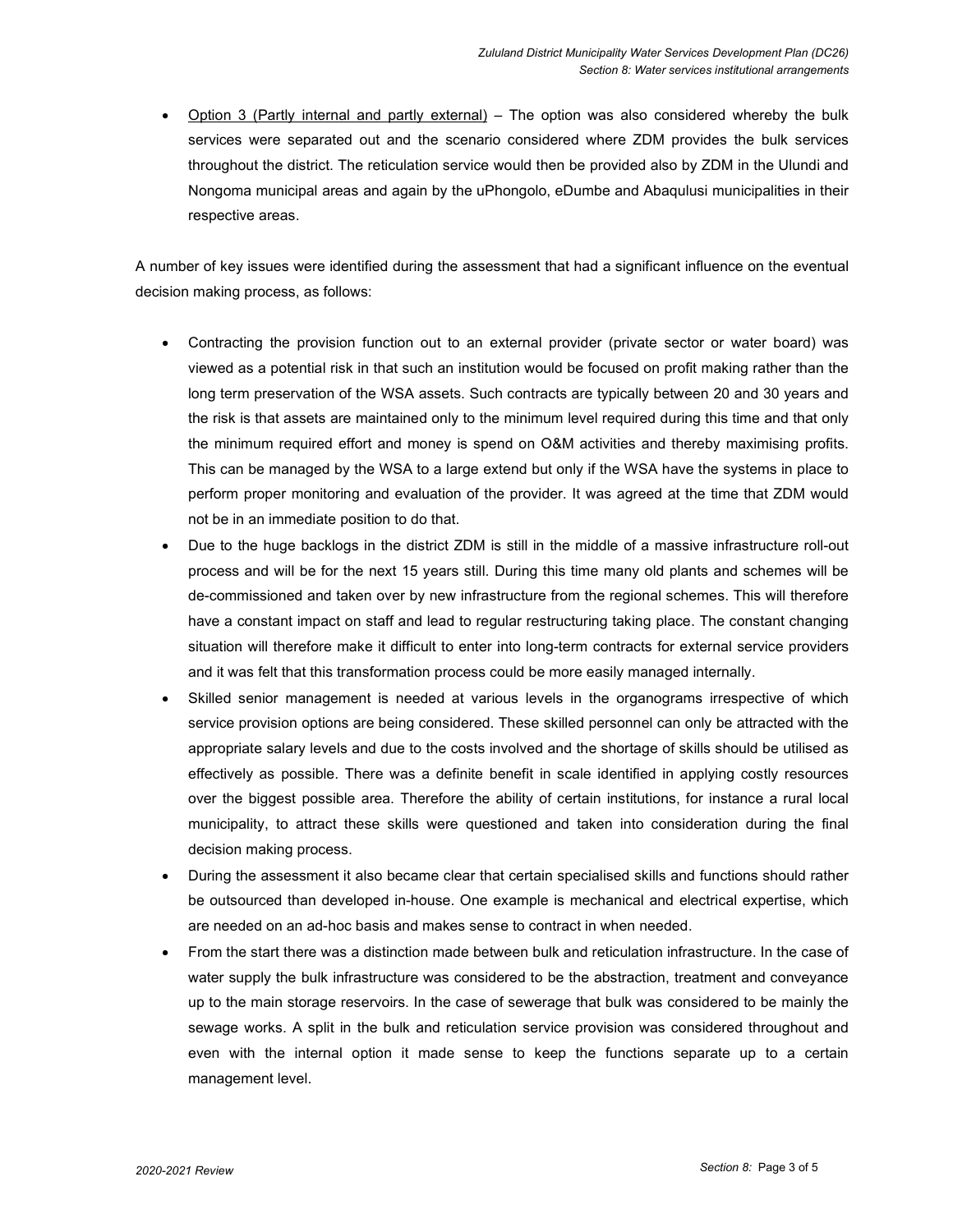- Option 3 (Partly internal and partly external) – The option was also considered whereby the bulk services were separated out and the scenario considered where ZDM provides the bulk services throughout the district. The reticulation service would then be provided also by ZDM in the Ulundi and Nongoma municipal areas and again by the uPhongolo, eDumbe and Abaqulusi municipalities in their respective areas.

A number of key issues were identified during the assessment that had a significant influence on the eventual decision making process, as follows:

- Contracting the provision function out to an external provider (private sector or water board) was viewed as a potential risk in that such an institution would be focused on profit making rather than the long term preservation of the WSA assets. Such contracts are typically between 20 and 30 years and the risk is that assets are maintained only to the minimum level required during this time and that only the minimum required effort and money is spend on O&M activities and thereby maximising profits. This can be managed by the WSA to a large extend but only if the WSA have the systems in place to perform proper monitoring and evaluation of the provider. It was agreed at the time that ZDM would not be in an immediate position to do that.
- Due to the huge backlogs in the district ZDM is still in the middle of a massive infrastructure roll-out process and will be for the next 15 years still. During this time many old plants and schemes will be de-commissioned and taken over by new infrastructure from the regional schemes. This will therefore have a constant impact on staff and lead to regular restructuring taking place. The constant changing situation will therefore make it difficult to enter into long-term contracts for external service providers and it was felt that this transformation process could be more easily managed internally.
- Skilled senior management is needed at various levels in the organograms irrespective of which service provision options are being considered. These skilled personnel can only be attracted with the appropriate salary levels and due to the costs involved and the shortage of skills should be utilised as effectively as possible. There was a definite benefit in scale identified in applying costly resources over the biggest possible area. Therefore the ability of certain institutions, for instance a rural local municipality, to attract these skills were questioned and taken into consideration during the final decision making process.
- During the assessment it also became clear that certain specialised skills and functions should rather be outsourced than developed in-house. One example is mechanical and electrical expertise, which are needed on an ad-hoc basis and makes sense to contract in when needed.
- From the start there was a distinction made between bulk and reticulation infrastructure. In the case of water supply the bulk infrastructure was considered to be the abstraction, treatment and conveyance up to the main storage reservoirs. In the case of sewerage that bulk was considered to be mainly the sewage works. A split in the bulk and reticulation service provision was considered throughout and even with the internal option it made sense to keep the functions separate up to a certain management level.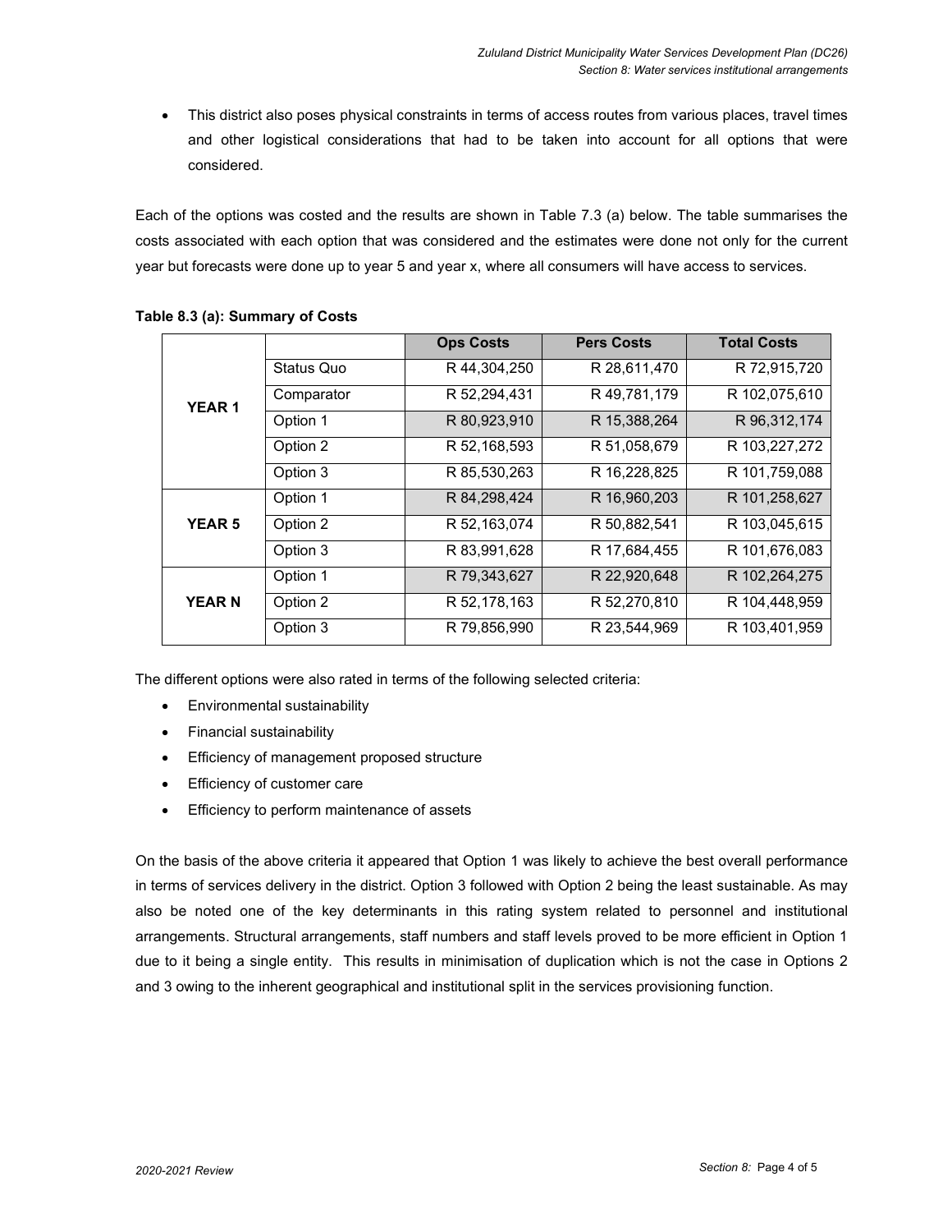- This district also poses physical constraints in terms of access routes from various places, travel times and other logistical considerations that had to be taken into account for all options that were considered.

Each of the options was costed and the results are shown in Table 7.3 (a) below. The table summarises the costs associated with each option that was considered and the estimates were done not only for the current year but forecasts were done up to year 5 and year x, where all consumers will have access to services.

**Table 8.3 (a): Summary of Costs**

| | | Ops Costs | Pers Costs | Total Costs |
|---|---|---|---|---|
| **YEAR 1** | Status Quo | R 44,304,250 | R 28,611,470 | R 72,915,720 |
| | Comparator | R 52,294,431 | R 49,781,179 | R 102,075,610 |
| | Option 1 | R 80,923,910 | R 15,388,264 | R 96,312,174 |
| | Option 2 | R 52,168,593 | R 51,058,679 | R 103,227,272 |
| | Option 3 | R 85,530,263 | R 16,228,825 | R 101,759,088 |
| **YEAR 5** | Option 1 | R 84,298,424 | R 16,960,203 | R 101,258,627 |
| | Option 2 | R 52,163,074 | R 50,882,541 | R 103,045,615 |
| | Option 3 | R 83,991,628 | R 17,684,455 | R 101,676,083 |
| **YEAR N** | Option 1 | R 79,343,627 | R 22,920,648 | R 102,264,275 |
| | Option 2 | R 52,178,163 | R 52,270,810 | R 104,448,959 |
| | Option 3 | R 79,856,990 | R 23,544,969 | R 103,401,959 |

The different options were also rated in terms of the following selected criteria:

- Environmental sustainability
- Financial sustainability
- Efficiency of management proposed structure
- Efficiency of customer care
- Efficiency to perform maintenance of assets

On the basis of the above criteria it appeared that Option 1 was likely to achieve the best overall performance in terms of services delivery in the district. Option 3 followed with Option 2 being the least sustainable. As may also be noted one of the key determinants in this rating system related to personnel and institutional arrangements. Structural arrangements, staff numbers and staff levels proved to be more efficient in Option 1 due to it being a single entity. This results in minimisation of duplication which is not the case in Options 2 and 3 owing to the inherent geographical and institutional split in the services provisioning function.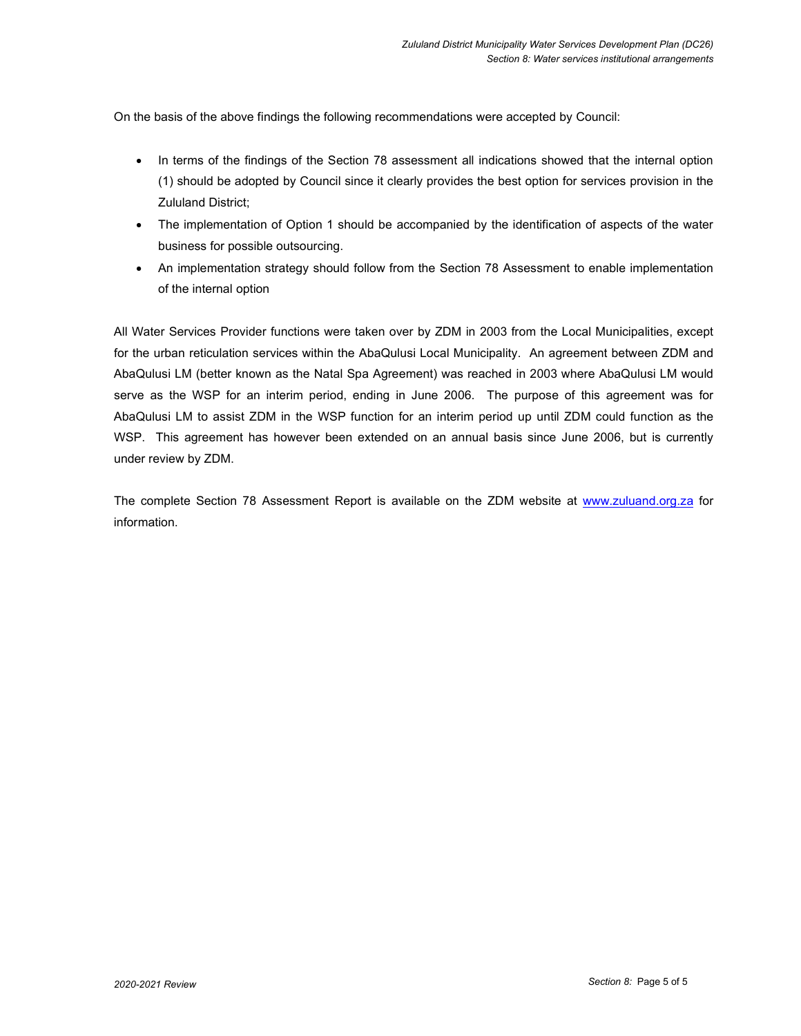On the basis of the above findings the following recommendations were accepted by Council:

- In terms of the findings of the Section 78 assessment all indications showed that the internal option (1) should be adopted by Council since it clearly provides the best option for services provision in the Zululand District;
- The implementation of Option 1 should be accompanied by the identification of aspects of the water business for possible outsourcing.
- An implementation strategy should follow from the Section 78 Assessment to enable implementation of the internal option

All Water Services Provider functions were taken over by ZDM in 2003 from the Local Municipalities, except for the urban reticulation services within the AbaQulusi Local Municipality. An agreement between ZDM and AbaQulusi LM (better known as the Natal Spa Agreement) was reached in 2003 where AbaQulusi LM would serve as the WSP for an interim period, ending in June 2006. The purpose of this agreement was for AbaQulusi LM to assist ZDM in the WSP function for an interim period up until ZDM could function as the WSP. This agreement has however been extended on an annual basis since June 2006, but is currently under review by ZDM.

The complete Section 78 Assessment Report is available on the ZDM website at [www.zuluand.org.za](www.zuluand.org.za) for information.